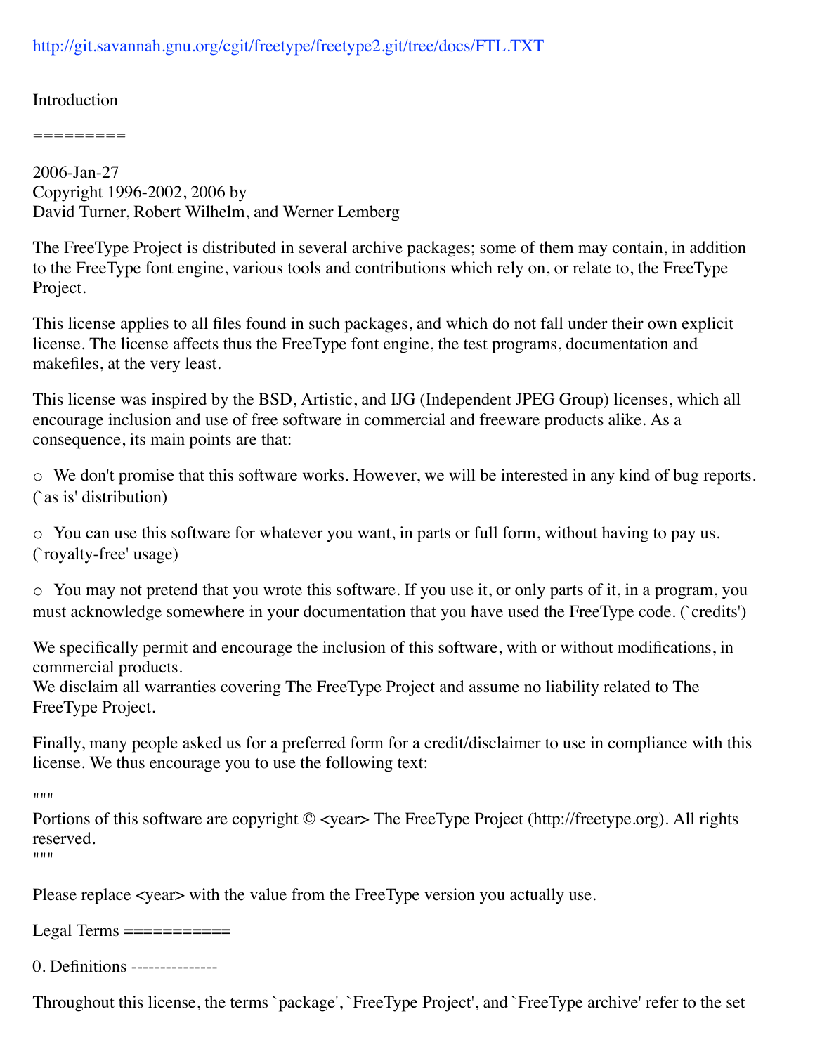http://git.savannah.gnu.org/cgit/freetype/freetype2.git/tree/docs/FTL.TXT

## Introduction

2006-Jan-27
Copyright 1996-2002, 2006 by
David Turner, Robert Wilhelm, and Werner Lemberg

The FreeType Project is distributed in several archive packages; some of them may contain, in addition to the FreeType font engine, various tools and contributions which rely on, or relate to, the FreeType Project.

This license applies to all files found in such packages, and which do not fall under their own explicit license. The license affects thus the FreeType font engine, the test programs, documentation and makefiles, at the very least.

This license was inspired by the BSD, Artistic, and IJG (Independent JPEG Group) licenses, which all encourage inclusion and use of free software in commercial and freeware products alike. As a consequence, its main points are that:

o We don't promise that this software works. However, we will be interested in any kind of bug reports. (`as is' distribution)

o You can use this software for whatever you want, in parts or full form, without having to pay us. (`royalty-free' usage)

o You may not pretend that you wrote this software. If you use it, or only parts of it, in a program, you must acknowledge somewhere in your documentation that you have used the FreeType code. (`credits')

We specifically permit and encourage the inclusion of this software, with or without modifications, in commercial products.
We disclaim all warranties covering The FreeType Project and assume no liability related to The FreeType Project.

Finally, many people asked us for a preferred form for a credit/disclaimer to use in compliance with this license. We thus encourage you to use the following text:

"""
Portions of this software are copyright © <year> The FreeType Project (http://freetype.org). All rights reserved.
"""

Please replace <year> with the value from the FreeType version you actually use.

## Legal Terms

### 0. Definitions

Throughout this license, the terms `package', `FreeType Project', and `FreeType archive' refer to the set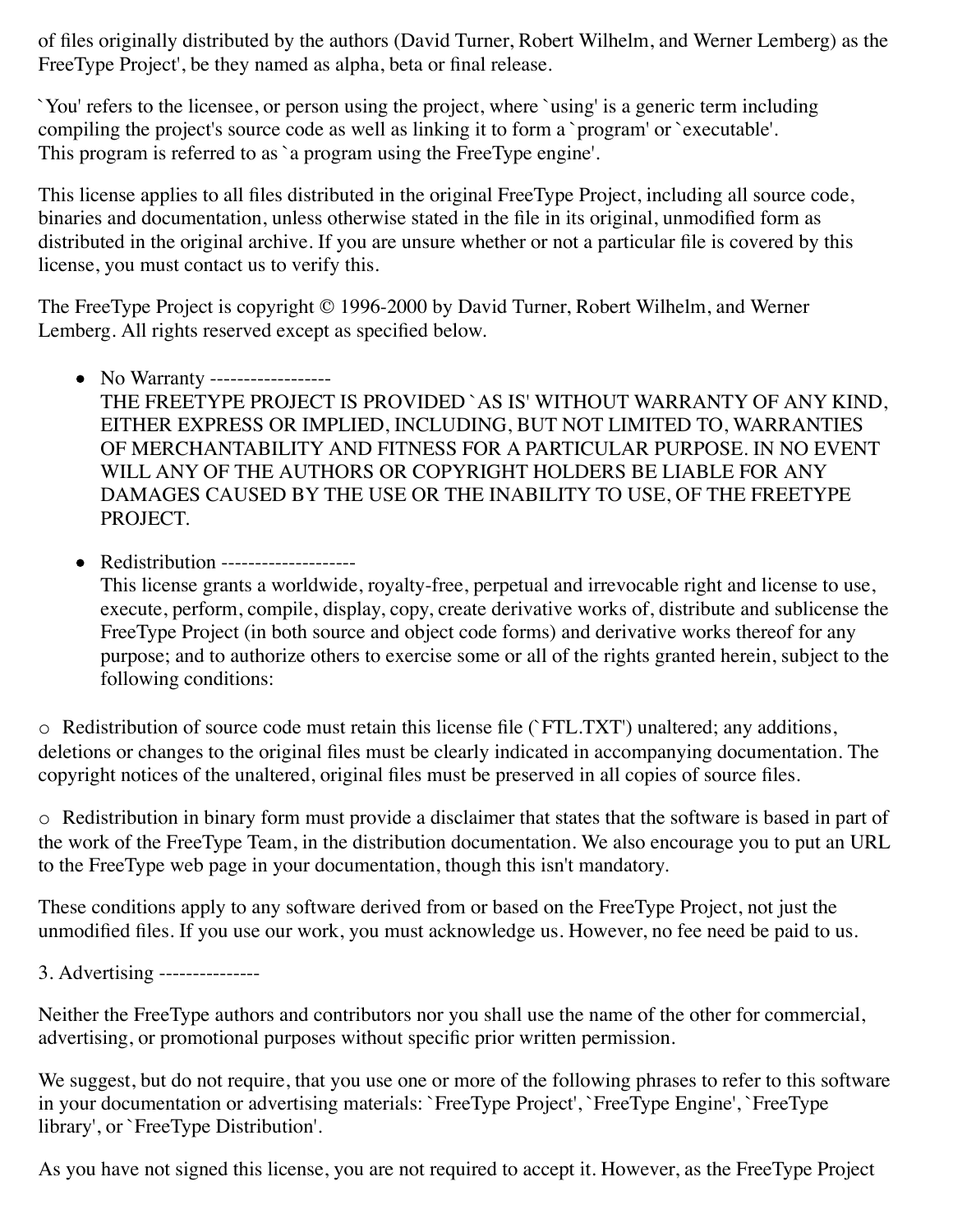of files originally distributed by the authors (David Turner, Robert Wilhelm, and Werner Lemberg) as the FreeType Project', be they named as alpha, beta or final release.

`You' refers to the licensee, or person using the project, where `using' is a generic term including compiling the project's source code as well as linking it to form a `program' or `executable'. This program is referred to as `a program using the FreeType engine'.

This license applies to all files distributed in the original FreeType Project, including all source code, binaries and documentation, unless otherwise stated in the file in its original, unmodified form as distributed in the original archive. If you are unsure whether or not a particular file is covered by this license, you must contact us to verify this.

The FreeType Project is copyright © 1996-2000 by David Turner, Robert Wilhelm, and Werner Lemberg. All rights reserved except as specified below.

- No Warranty ------------------
  THE FREETYPE PROJECT IS PROVIDED `AS IS' WITHOUT WARRANTY OF ANY KIND, EITHER EXPRESS OR IMPLIED, INCLUDING, BUT NOT LIMITED TO, WARRANTIES OF MERCHANTABILITY AND FITNESS FOR A PARTICULAR PURPOSE. IN NO EVENT WILL ANY OF THE AUTHORS OR COPYRIGHT HOLDERS BE LIABLE FOR ANY DAMAGES CAUSED BY THE USE OR THE INABILITY TO USE, OF THE FREETYPE PROJECT.
- Redistribution --------------------
  This license grants a worldwide, royalty-free, perpetual and irrevocable right and license to use, execute, perform, compile, display, copy, create derivative works of, distribute and sublicense the FreeType Project (in both source and object code forms) and derivative works thereof for any purpose; and to authorize others to exercise some or all of the rights granted herein, subject to the following conditions:

o Redistribution of source code must retain this license file (`FTL.TXT') unaltered; any additions, deletions or changes to the original files must be clearly indicated in accompanying documentation. The copyright notices of the unaltered, original files must be preserved in all copies of source files.

o Redistribution in binary form must provide a disclaimer that states that the software is based in part of the work of the FreeType Team, in the distribution documentation. We also encourage you to put an URL to the FreeType web page in your documentation, though this isn't mandatory.

These conditions apply to any software derived from or based on the FreeType Project, not just the unmodified files. If you use our work, you must acknowledge us. However, no fee need be paid to us.

3. Advertising ---------------

Neither the FreeType authors and contributors nor you shall use the name of the other for commercial, advertising, or promotional purposes without specific prior written permission.

We suggest, but do not require, that you use one or more of the following phrases to refer to this software in your documentation or advertising materials: `FreeType Project', `FreeType Engine', `FreeType library', or `FreeType Distribution'.

As you have not signed this license, you are not required to accept it. However, as the FreeType Project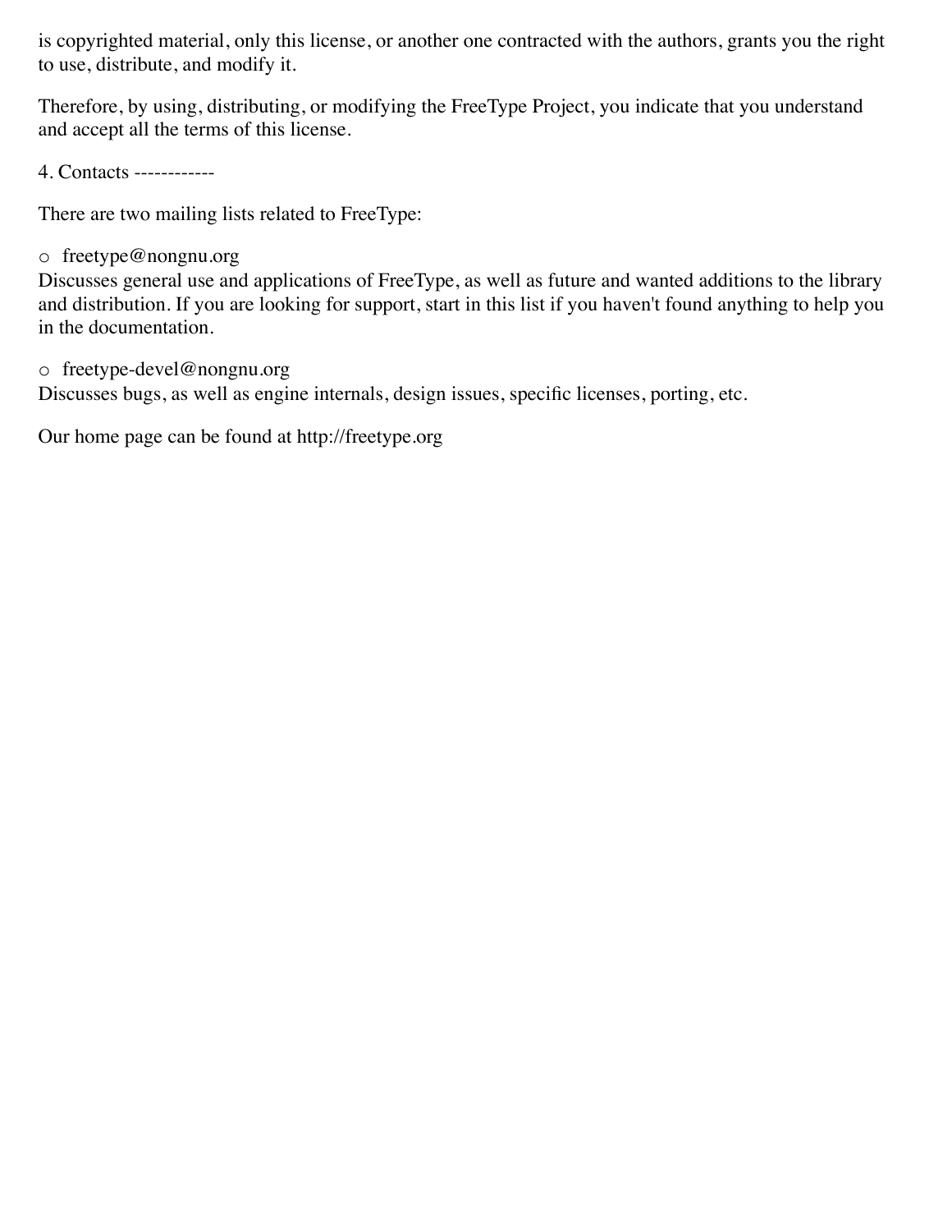is copyrighted material, only this license, or another one contracted with the authors, grants you the right to use, distribute, and modify it.

Therefore, by using, distributing, or modifying the FreeType Project, you indicate that you understand and accept all the terms of this license.

4. Contacts ------------

There are two mailing lists related to FreeType:

o freetype@nongnu.org
Discusses general use and applications of FreeType, as well as future and wanted additions to the library and distribution. If you are looking for support, start in this list if you haven't found anything to help you in the documentation.

o freetype-devel@nongnu.org
Discusses bugs, as well as engine internals, design issues, specific licenses, porting, etc.

Our home page can be found at http://freetype.org